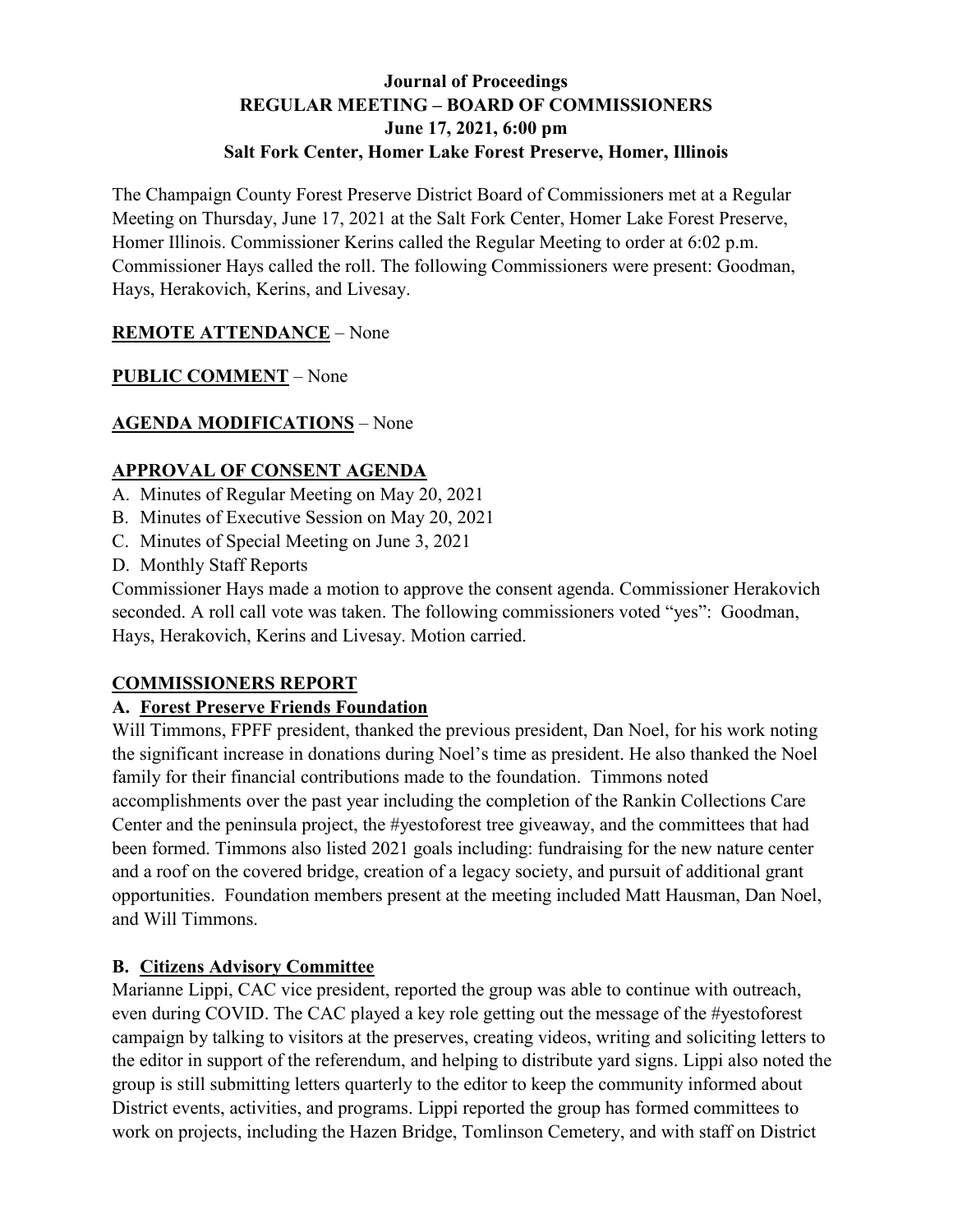# Journal of Proceedings
## REGULAR MEETING – BOARD OF COMMISSIONERS
### June 17, 2021, 6:00 pm
### Salt Fork Center, Homer Lake Forest Preserve, Homer, Illinois

The Champaign County Forest Preserve District Board of Commissioners met at a Regular Meeting on Thursday, June 17, 2021 at the Salt Fork Center, Homer Lake Forest Preserve, Homer Illinois. Commissioner Kerins called the Regular Meeting to order at 6:02 p.m. Commissioner Hays called the roll. The following Commissioners were present: Goodman, Hays, Herakovich, Kerins, and Livesay.

**REMOTE ATTENDANCE** – None

**PUBLIC COMMENT** – None

**AGENDA MODIFICATIONS** – None

**APPROVAL OF CONSENT AGENDA**

A. Minutes of Regular Meeting on May 20, 2021
B. Minutes of Executive Session on May 20, 2021
C. Minutes of Special Meeting on June 3, 2021
D. Monthly Staff Reports

Commissioner Hays made a motion to approve the consent agenda. Commissioner Herakovich seconded. A roll call vote was taken. The following commissioners voted "yes": Goodman, Hays, Herakovich, Kerins and Livesay. Motion carried.

**COMMISSIONERS REPORT**

**A. Forest Preserve Friends Foundation**

Will Timmons, FPFF president, thanked the previous president, Dan Noel, for his work noting the significant increase in donations during Noel's time as president. He also thanked the Noel family for their financial contributions made to the foundation. Timmons noted accomplishments over the past year including the completion of the Rankin Collections Care Center and the peninsula project, the #yestoforest tree giveaway, and the committees that had been formed. Timmons also listed 2021 goals including: fundraising for the new nature center and a roof on the covered bridge, creation of a legacy society, and pursuit of additional grant opportunities. Foundation members present at the meeting included Matt Hausman, Dan Noel, and Will Timmons.

**B. Citizens Advisory Committee**

Marianne Lippi, CAC vice president, reported the group was able to continue with outreach, even during COVID. The CAC played a key role getting out the message of the #yestoforest campaign by talking to visitors at the preserves, creating videos, writing and soliciting letters to the editor in support of the referendum, and helping to distribute yard signs. Lippi also noted the group is still submitting letters quarterly to the editor to keep the community informed about District events, activities, and programs. Lippi reported the group has formed committees to work on projects, including the Hazen Bridge, Tomlinson Cemetery, and with staff on District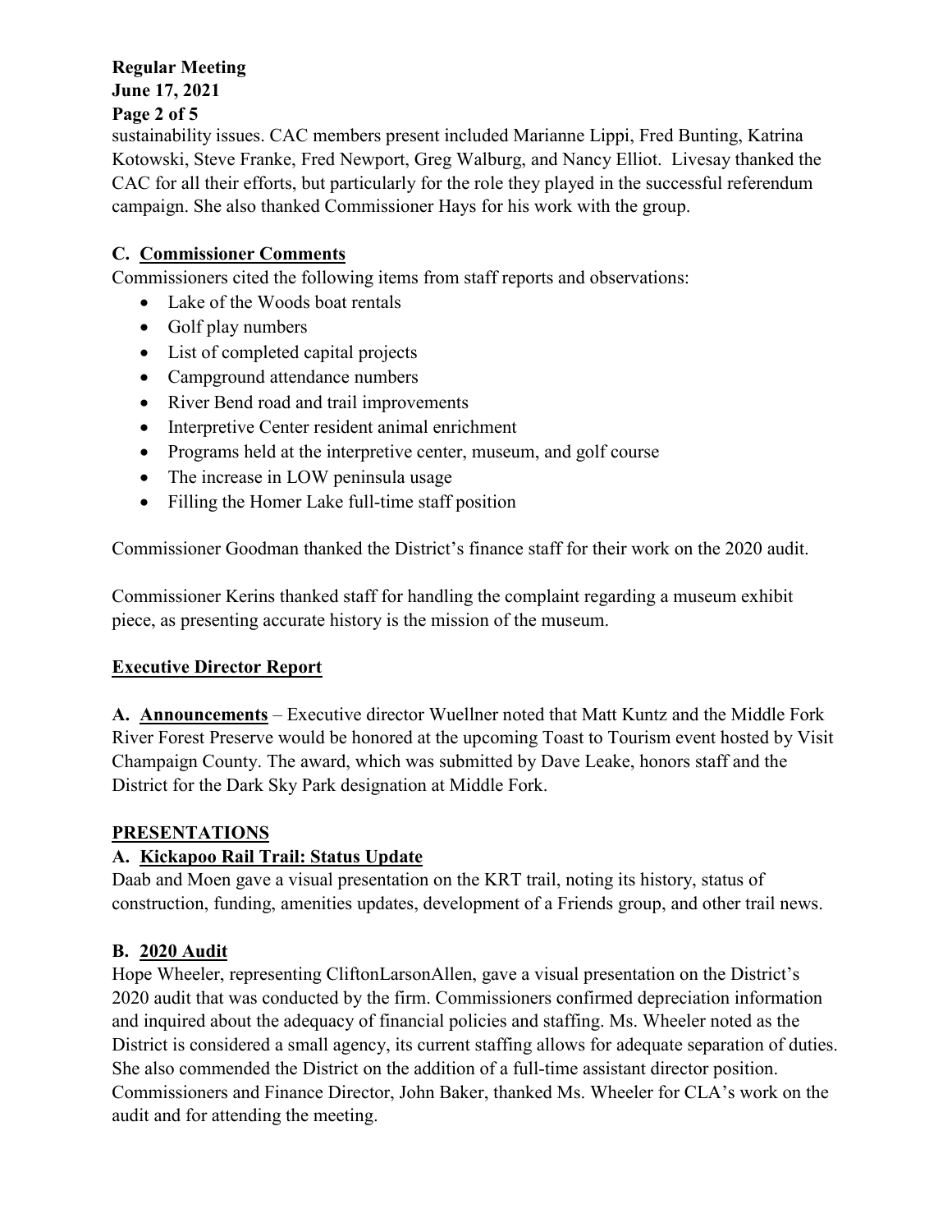sustainability issues. CAC members present included Marianne Lippi, Fred Bunting, Katrina Kotowski, Steve Franke, Fred Newport, Greg Walburg, and Nancy Elliot. Livesay thanked the CAC for all their efforts, but particularly for the role they played in the successful referendum campaign. She also thanked Commissioner Hays for his work with the group.

### C. Commissioner Comments

Commissioners cited the following items from staff reports and observations:

- Lake of the Woods boat rentals
- Golf play numbers
- List of completed capital projects
- Campground attendance numbers
- River Bend road and trail improvements
- Interpretive Center resident animal enrichment
- Programs held at the interpretive center, museum, and golf course
- The increase in LOW peninsula usage
- Filling the Homer Lake full-time staff position

Commissioner Goodman thanked the District's finance staff for their work on the 2020 audit.

Commissioner Kerins thanked staff for handling the complaint regarding a museum exhibit piece, as presenting accurate history is the mission of the museum.

## Executive Director Report

**A. Announcements** – Executive director Wuellner noted that Matt Kuntz and the Middle Fork River Forest Preserve would be honored at the upcoming Toast to Tourism event hosted by Visit Champaign County. The award, which was submitted by Dave Leake, honors staff and the District for the Dark Sky Park designation at Middle Fork.

## PRESENTATIONS

### A. Kickapoo Rail Trail: Status Update

Daab and Moen gave a visual presentation on the KRT trail, noting its history, status of construction, funding, amenities updates, development of a Friends group, and other trail news.

### B. 2020 Audit

Hope Wheeler, representing CliftonLarsonAllen, gave a visual presentation on the District's 2020 audit that was conducted by the firm. Commissioners confirmed depreciation information and inquired about the adequacy of financial policies and staffing. Ms. Wheeler noted as the District is considered a small agency, its current staffing allows for adequate separation of duties. She also commended the District on the addition of a full-time assistant director position. Commissioners and Finance Director, John Baker, thanked Ms. Wheeler for CLA's work on the audit and for attending the meeting.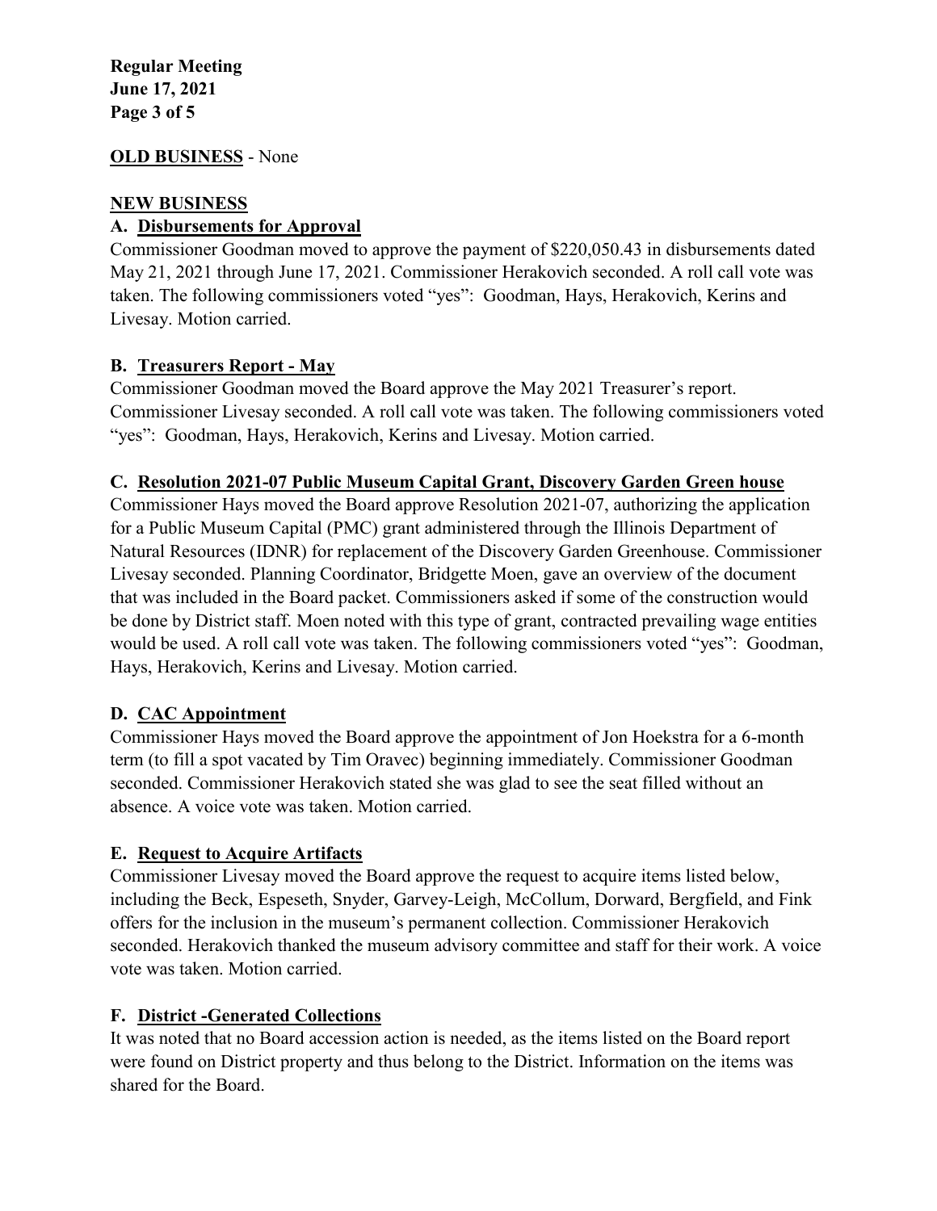**OLD BUSINESS** - None

**NEW BUSINESS**

**A. Disbursements for Approval**

Commissioner Goodman moved to approve the payment of $220,050.43 in disbursements dated May 21, 2021 through June 17, 2021. Commissioner Herakovich seconded. A roll call vote was taken. The following commissioners voted "yes": Goodman, Hays, Herakovich, Kerins and Livesay. Motion carried.

**B. Treasurers Report - May**

Commissioner Goodman moved the Board approve the May 2021 Treasurer's report. Commissioner Livesay seconded. A roll call vote was taken. The following commissioners voted "yes": Goodman, Hays, Herakovich, Kerins and Livesay. Motion carried.

**C. Resolution 2021-07 Public Museum Capital Grant, Discovery Garden Green house**

Commissioner Hays moved the Board approve Resolution 2021-07, authorizing the application for a Public Museum Capital (PMC) grant administered through the Illinois Department of Natural Resources (IDNR) for replacement of the Discovery Garden Greenhouse. Commissioner Livesay seconded. Planning Coordinator, Bridgette Moen, gave an overview of the document that was included in the Board packet. Commissioners asked if some of the construction would be done by District staff. Moen noted with this type of grant, contracted prevailing wage entities would be used. A roll call vote was taken. The following commissioners voted "yes": Goodman, Hays, Herakovich, Kerins and Livesay. Motion carried.

**D. CAC Appointment**

Commissioner Hays moved the Board approve the appointment of Jon Hoekstra for a 6-month term (to fill a spot vacated by Tim Oravec) beginning immediately. Commissioner Goodman seconded. Commissioner Herakovich stated she was glad to see the seat filled without an absence. A voice vote was taken. Motion carried.

**E. Request to Acquire Artifacts**

Commissioner Livesay moved the Board approve the request to acquire items listed below, including the Beck, Espeseth, Snyder, Garvey-Leigh, McCollum, Dorward, Bergfield, and Fink offers for the inclusion in the museum's permanent collection. Commissioner Herakovich seconded. Herakovich thanked the museum advisory committee and staff for their work. A voice vote was taken. Motion carried.

**F. District -Generated Collections**

It was noted that no Board accession action is needed, as the items listed on the Board report were found on District property and thus belong to the District. Information on the items was shared for the Board.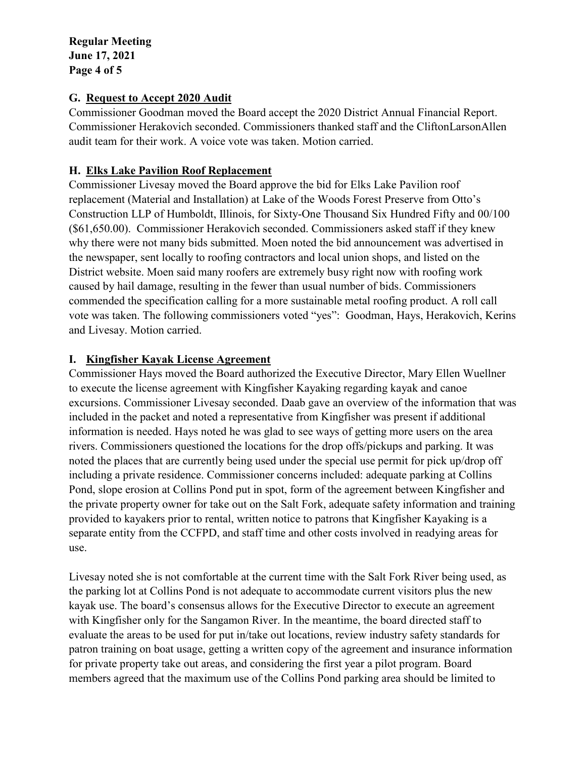## G. Request to Accept 2020 Audit

Commissioner Goodman moved the Board accept the 2020 District Annual Financial Report. Commissioner Herakovich seconded. Commissioners thanked staff and the CliftonLarsonAllen audit team for their work. A voice vote was taken. Motion carried.

## H. Elks Lake Pavilion Roof Replacement

Commissioner Livesay moved the Board approve the bid for Elks Lake Pavilion roof replacement (Material and Installation) at Lake of the Woods Forest Preserve from Otto's Construction LLP of Humboldt, Illinois, for Sixty-One Thousand Six Hundred Fifty and 00/100 ($61,650.00). Commissioner Herakovich seconded. Commissioners asked staff if they knew why there were not many bids submitted. Moen noted the bid announcement was advertised in the newspaper, sent locally to roofing contractors and local union shops, and listed on the District website. Moen said many roofers are extremely busy right now with roofing work caused by hail damage, resulting in the fewer than usual number of bids. Commissioners commended the specification calling for a more sustainable metal roofing product. A roll call vote was taken. The following commissioners voted "yes": Goodman, Hays, Herakovich, Kerins and Livesay. Motion carried.

## I. Kingfisher Kayak License Agreement

Commissioner Hays moved the Board authorized the Executive Director, Mary Ellen Wuellner to execute the license agreement with Kingfisher Kayaking regarding kayak and canoe excursions. Commissioner Livesay seconded. Daab gave an overview of the information that was included in the packet and noted a representative from Kingfisher was present if additional information is needed. Hays noted he was glad to see ways of getting more users on the area rivers. Commissioners questioned the locations for the drop offs/pickups and parking. It was noted the places that are currently being used under the special use permit for pick up/drop off including a private residence. Commissioner concerns included: adequate parking at Collins Pond, slope erosion at Collins Pond put in spot, form of the agreement between Kingfisher and the private property owner for take out on the Salt Fork, adequate safety information and training provided to kayakers prior to rental, written notice to patrons that Kingfisher Kayaking is a separate entity from the CCFPD, and staff time and other costs involved in readying areas for use.

Livesay noted she is not comfortable at the current time with the Salt Fork River being used, as the parking lot at Collins Pond is not adequate to accommodate current visitors plus the new kayak use. The board's consensus allows for the Executive Director to execute an agreement with Kingfisher only for the Sangamon River. In the meantime, the board directed staff to evaluate the areas to be used for put in/take out locations, review industry safety standards for patron training on boat usage, getting a written copy of the agreement and insurance information for private property take out areas, and considering the first year a pilot program. Board members agreed that the maximum use of the Collins Pond parking area should be limited to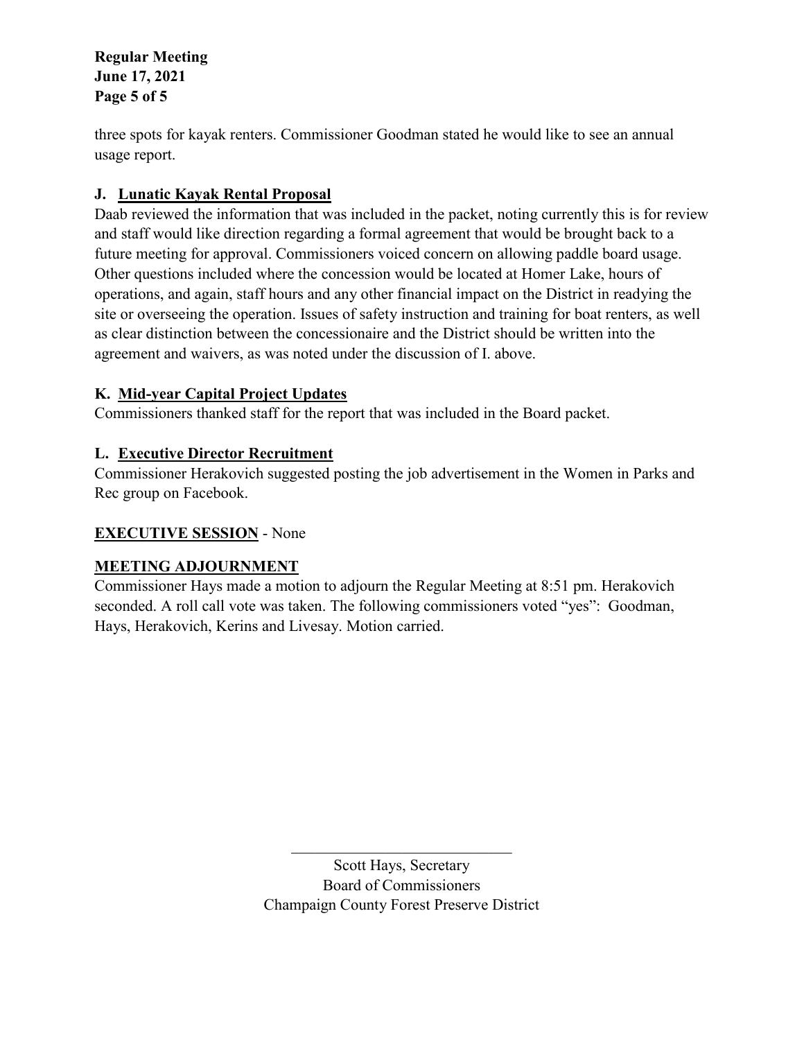three spots for kayak renters. Commissioner Goodman stated he would like to see an annual usage report.

**J. Lunatic Kayak Rental Proposal**

Daab reviewed the information that was included in the packet, noting currently this is for review and staff would like direction regarding a formal agreement that would be brought back to a future meeting for approval. Commissioners voiced concern on allowing paddle board usage. Other questions included where the concession would be located at Homer Lake, hours of operations, and again, staff hours and any other financial impact on the District in readying the site or overseeing the operation. Issues of safety instruction and training for boat renters, as well as clear distinction between the concessionaire and the District should be written into the agreement and waivers, as was noted under the discussion of I. above.

**K. Mid-year Capital Project Updates**

Commissioners thanked staff for the report that was included in the Board packet.

**L. Executive Director Recruitment**

Commissioner Herakovich suggested posting the job advertisement in the Women in Parks and Rec group on Facebook.

**EXECUTIVE SESSION** - None

**MEETING ADJOURNMENT**

Commissioner Hays made a motion to adjourn the Regular Meeting at 8:51 pm. Herakovich seconded. A roll call vote was taken. The following commissioners voted "yes": Goodman, Hays, Herakovich, Kerins and Livesay. Motion carried.

\_\_\_\_\_\_\_\_\_\_\_\_\_\_\_\_\_\_\_\_\_\_\_\_\_\_\_\_\_\_

Scott Hays, Secretary
Board of Commissioners
Champaign County Forest Preserve District